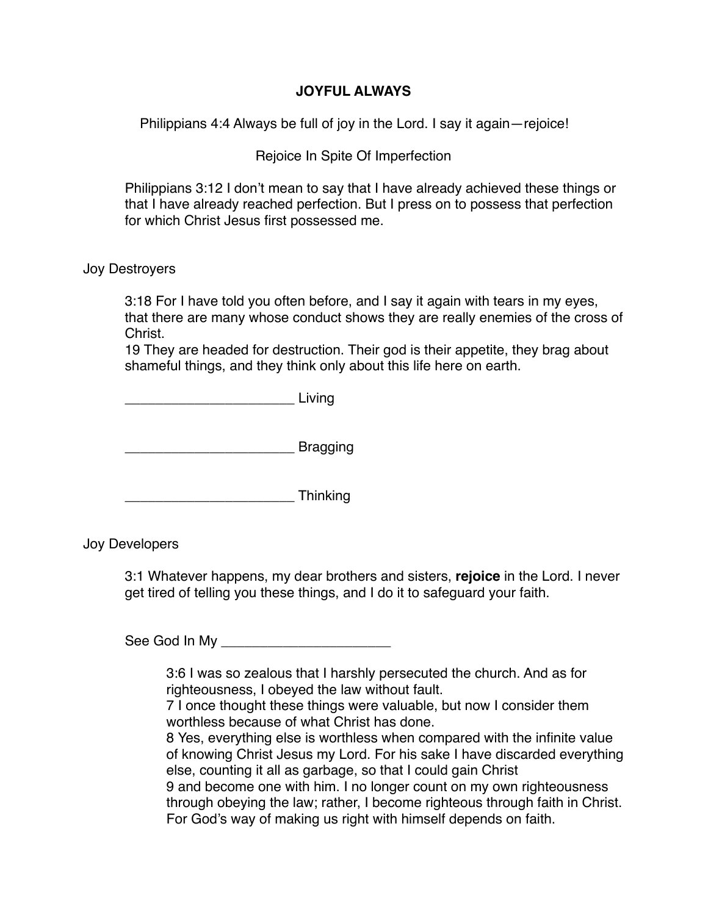# JOYFUL ALWAYS

Philippians 4:4 Always be full of joy in the Lord. I say it again—rejoice!

## Rejoice In Spite Of Imperfection

Philippians 3:12 I don't mean to say that I have already achieved these things or that I have already reached perfection. But I press on to possess that perfection for which Christ Jesus first possessed me.

### Joy Destroyers

3:18 For I have told you often before, and I say it again with tears in my eyes, that there are many whose conduct shows they are really enemies of the cross of Christ.
19 They are headed for destruction. Their god is their appetite, they brag about shameful things, and they think only about this life here on earth.

______________________ Living

______________________ Bragging

______________________ Thinking

### Joy Developers

3:1 Whatever happens, my dear brothers and sisters, **rejoice** in the Lord. I never get tired of telling you these things, and I do it to safeguard your faith.

See God In My ______________________

3:6 I was so zealous that I harshly persecuted the church. And as for righteousness, I obeyed the law without fault.
7 I once thought these things were valuable, but now I consider them worthless because of what Christ has done.
8 Yes, everything else is worthless when compared with the infinite value of knowing Christ Jesus my Lord. For his sake I have discarded everything else, counting it all as garbage, so that I could gain Christ
9 and become one with him. I no longer count on my own righteousness through obeying the law; rather, I become righteous through faith in Christ. For God's way of making us right with himself depends on faith.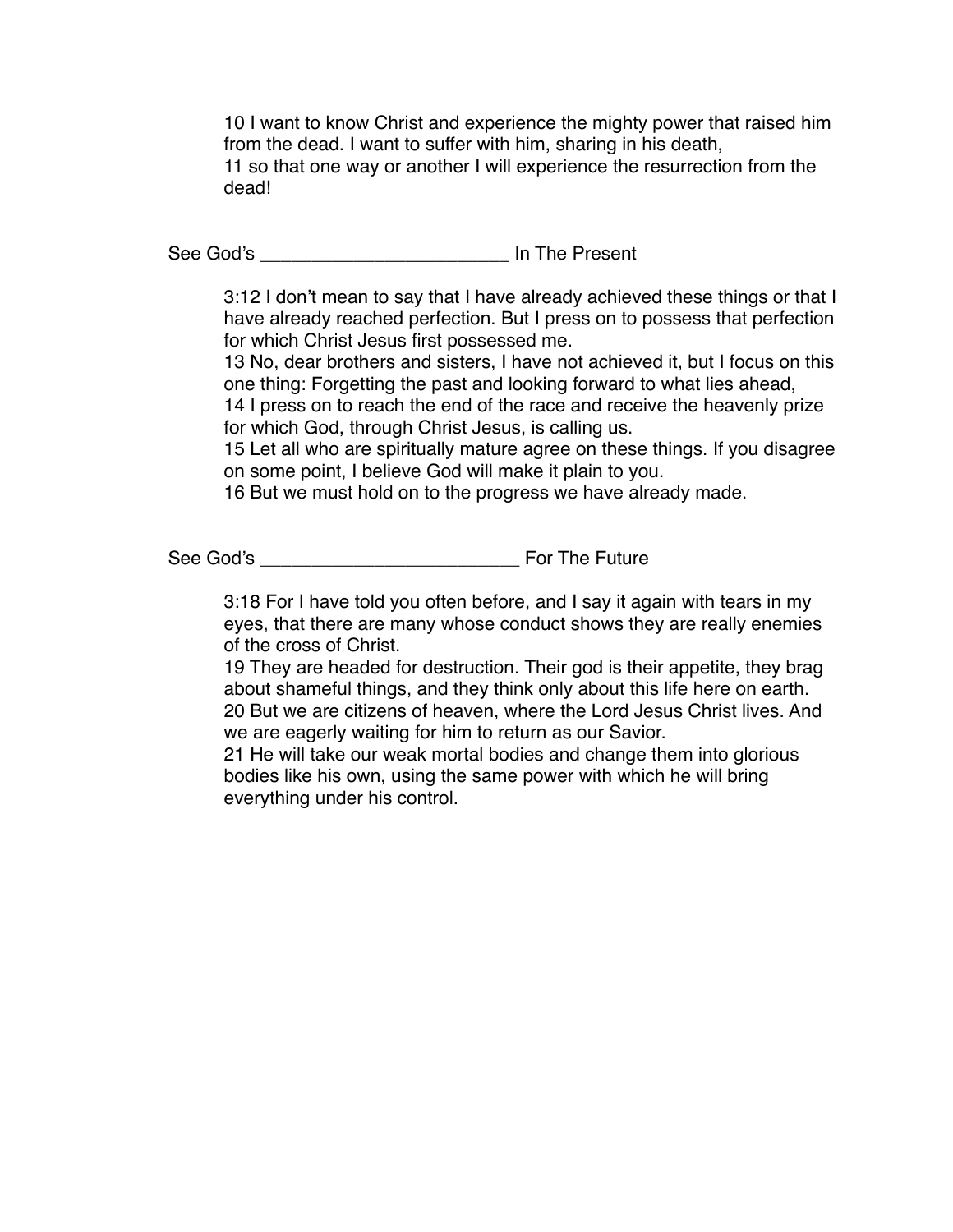10 I want to know Christ and experience the mighty power that raised him from the dead. I want to suffer with him, sharing in his death,
11 so that one way or another I will experience the resurrection from the dead!

See God's ________________________ In The Present

3:12 I don't mean to say that I have already achieved these things or that I have already reached perfection. But I press on to possess that perfection for which Christ Jesus first possessed me.
13 No, dear brothers and sisters, I have not achieved it, but I focus on this one thing: Forgetting the past and looking forward to what lies ahead,
14 I press on to reach the end of the race and receive the heavenly prize for which God, through Christ Jesus, is calling us.
15 Let all who are spiritually mature agree on these things. If you disagree on some point, I believe God will make it plain to you.
16 But we must hold on to the progress we have already made.

See God's _________________________ For The Future

3:18 For I have told you often before, and I say it again with tears in my eyes, that there are many whose conduct shows they are really enemies of the cross of Christ.
19 They are headed for destruction. Their god is their appetite, they brag about shameful things, and they think only about this life here on earth.
20 But we are citizens of heaven, where the Lord Jesus Christ lives. And we are eagerly waiting for him to return as our Savior.
21 He will take our weak mortal bodies and change them into glorious bodies like his own, using the same power with which he will bring everything under his control.